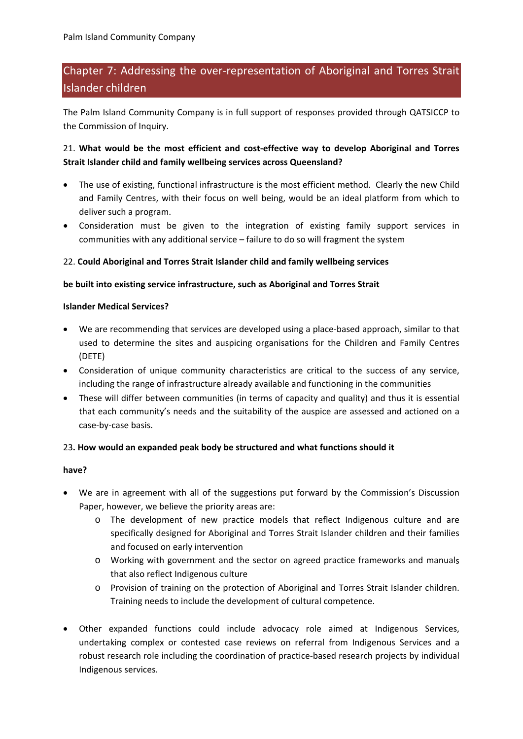## Chapter 7: Addressing the over-representation of Aboriginal and Torres Strait Islander children

The Palm Island Community Company is in full support of responses provided through QATSICCP to the Commission of Inquiry.

21. **What would be the most efficient and cost-effective way to develop Aboriginal and Torres Strait Islander child and family wellbeing services across Queensland?**

- The use of existing, functional infrastructure is the most efficient method. Clearly the new Child and Family Centres, with their focus on well being, would be an ideal platform from which to deliver such a program.
- Consideration must be given to the integration of existing family support services in communities with any additional service – failure to do so will fragment the system

22. **Could Aboriginal and Torres Strait Islander child and family wellbeing services be built into existing service infrastructure, such as Aboriginal and Torres Strait Islander Medical Services?**

- We are recommending that services are developed using a place-based approach, similar to that used to determine the sites and auspicing organisations for the Children and Family Centres (DETE)
- Consideration of unique community characteristics are critical to the success of any service, including the range of infrastructure already available and functioning in the communities
- These will differ between communities (in terms of capacity and quality) and thus it is essential that each community's needs and the suitability of the auspice are assessed and actioned on a case-by-case basis.

23**. How would an expanded peak body be structured and what functions should it have?**

- We are in agreement with all of the suggestions put forward by the Commission's Discussion Paper, however, we believe the priority areas are:
  - The development of new practice models that reflect Indigenous culture and are specifically designed for Aboriginal and Torres Strait Islander children and their families and focused on early intervention
  - Working with government and the sector on agreed practice frameworks and manuals that also reflect Indigenous culture
  - Provision of training on the protection of Aboriginal and Torres Strait Islander children. Training needs to include the development of cultural competence.

- Other expanded functions could include advocacy role aimed at Indigenous Services, undertaking complex or contested case reviews on referral from Indigenous Services and a robust research role including the coordination of practice-based research projects by individual Indigenous services.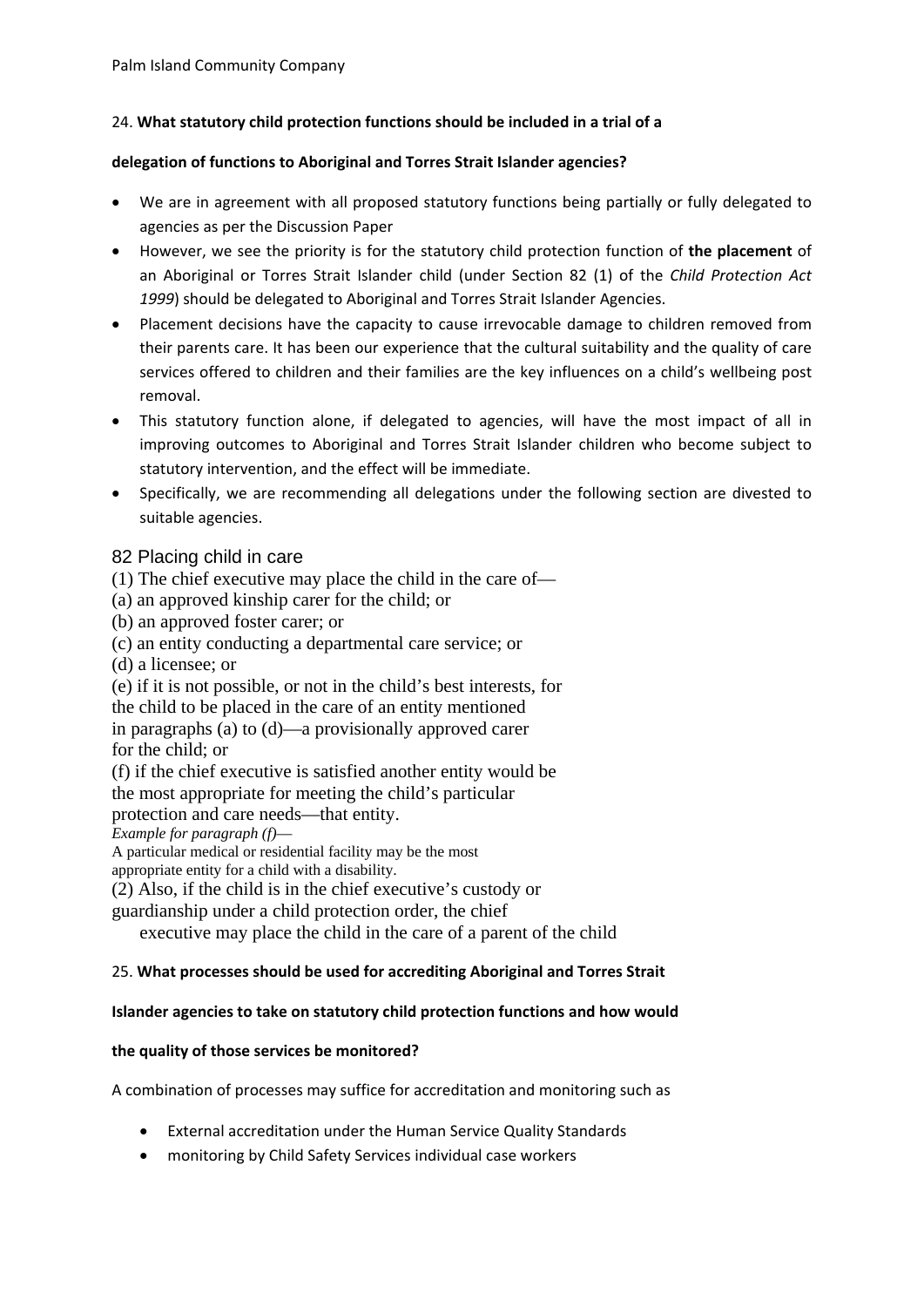24. **What statutory child protection functions should be included in a trial of a delegation of functions to Aboriginal and Torres Strait Islander agencies?**

- We are in agreement with all proposed statutory functions being partially or fully delegated to agencies as per the Discussion Paper
- However, we see the priority is for the statutory child protection function of **the placement** of an Aboriginal or Torres Strait Islander child (under Section 82 (1) of the *Child Protection Act 1999*) should be delegated to Aboriginal and Torres Strait Islander Agencies.
- Placement decisions have the capacity to cause irrevocable damage to children removed from their parents care. It has been our experience that the cultural suitability and the quality of care services offered to children and their families are the key influences on a child's wellbeing post removal.
- This statutory function alone, if delegated to agencies, will have the most impact of all in improving outcomes to Aboriginal and Torres Strait Islander children who become subject to statutory intervention, and the effect will be immediate.
- Specifically, we are recommending all delegations under the following section are divested to suitable agencies.

## 82 Placing child in care

(1) The chief executive may place the child in the care of—

(a) an approved kinship carer for the child; or

(b) an approved foster carer; or

(c) an entity conducting a departmental care service; or

(d) a licensee; or

(e) if it is not possible, or not in the child's best interests, for the child to be placed in the care of an entity mentioned in paragraphs (a) to (d)—a provisionally approved carer for the child; or

(f) if the chief executive is satisfied another entity would be the most appropriate for meeting the child's particular protection and care needs—that entity.

*Example for paragraph (f)*—

A particular medical or residential facility may be the most appropriate entity for a child with a disability.

(2) Also, if the child is in the chief executive's custody or guardianship under a child protection order, the chief executive may place the child in the care of a parent of the child

25. **What processes should be used for accrediting Aboriginal and Torres Strait Islander agencies to take on statutory child protection functions and how would the quality of those services be monitored?**

A combination of processes may suffice for accreditation and monitoring such as

- External accreditation under the Human Service Quality Standards
- monitoring by Child Safety Services individual case workers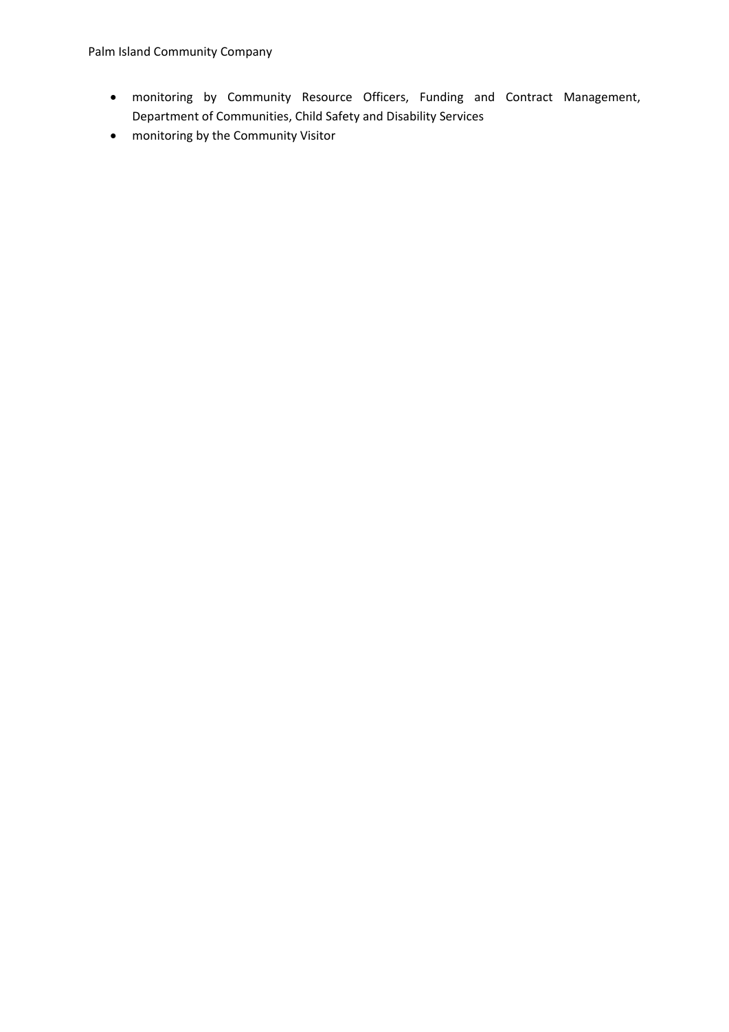- monitoring by Community Resource Officers, Funding and Contract Management, Department of Communities, Child Safety and Disability Services
- monitoring by the Community Visitor